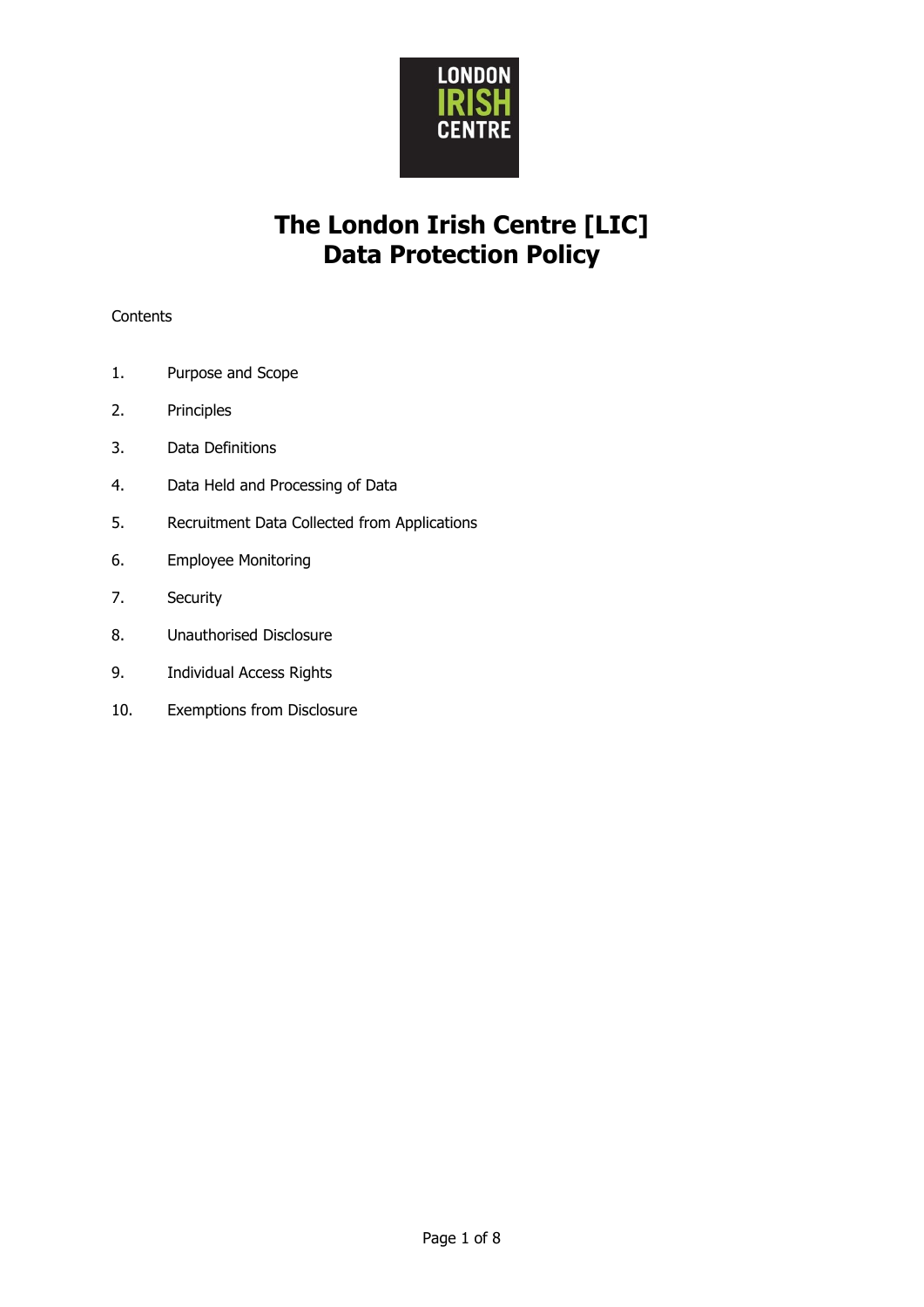# The London Irish Centre [LIC]
# Data Protection Policy

Contents

1. Purpose and Scope
2. Principles
3. Data Definitions
4. Data Held and Processing of Data
5. Recruitment Data Collected from Applications
6. Employee Monitoring
7. Security
8. Unauthorised Disclosure
9. Individual Access Rights
10. Exemptions from Disclosure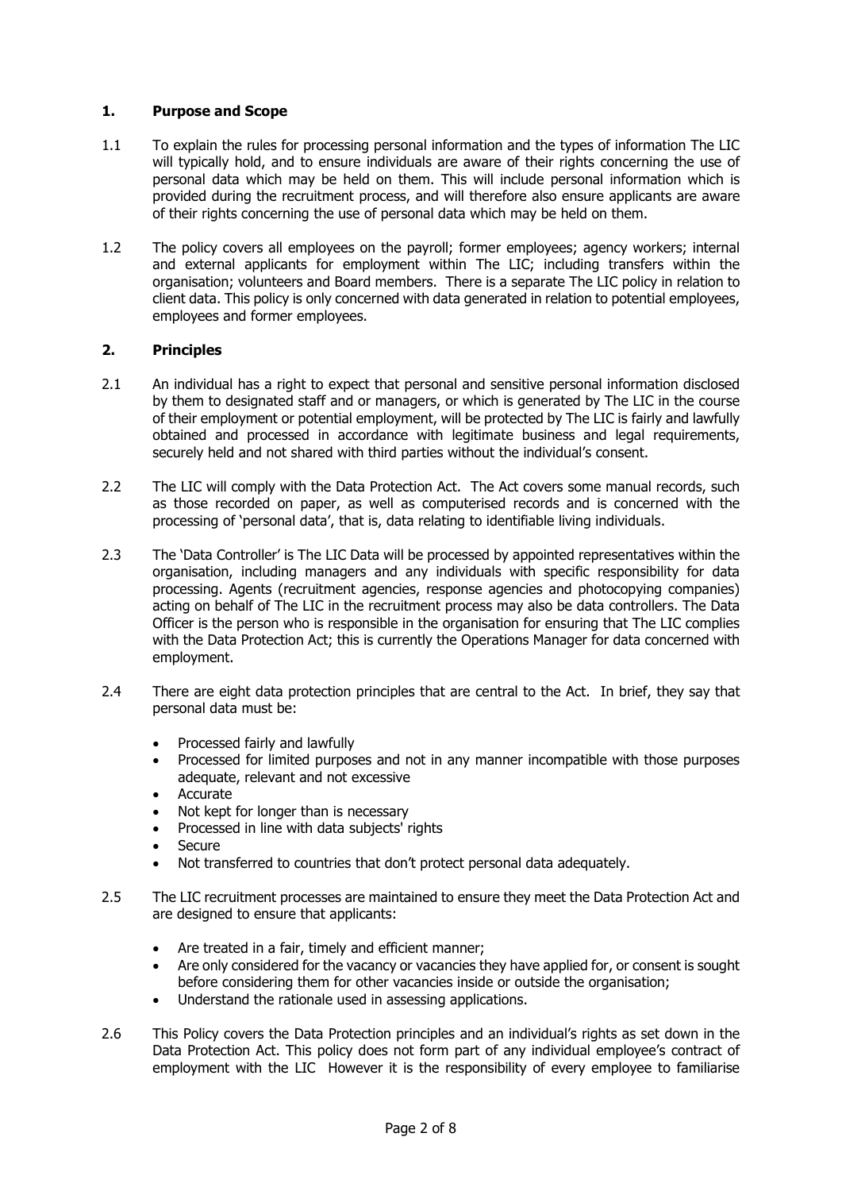## 1. Purpose and Scope

1.1 To explain the rules for processing personal information and the types of information The LIC will typically hold, and to ensure individuals are aware of their rights concerning the use of personal data which may be held on them. This will include personal information which is provided during the recruitment process, and will therefore also ensure applicants are aware of their rights concerning the use of personal data which may be held on them.

1.2 The policy covers all employees on the payroll; former employees; agency workers; internal and external applicants for employment within The LIC; including transfers within the organisation; volunteers and Board members. There is a separate The LIC policy in relation to client data. This policy is only concerned with data generated in relation to potential employees, employees and former employees.

## 2. Principles

2.1 An individual has a right to expect that personal and sensitive personal information disclosed by them to designated staff and or managers, or which is generated by The LIC in the course of their employment or potential employment, will be protected by The LIC is fairly and lawfully obtained and processed in accordance with legitimate business and legal requirements, securely held and not shared with third parties without the individual's consent.

2.2 The LIC will comply with the Data Protection Act. The Act covers some manual records, such as those recorded on paper, as well as computerised records and is concerned with the processing of 'personal data', that is, data relating to identifiable living individuals.

2.3 The 'Data Controller' is The LIC Data will be processed by appointed representatives within the organisation, including managers and any individuals with specific responsibility for data processing. Agents (recruitment agencies, response agencies and photocopying companies) acting on behalf of The LIC in the recruitment process may also be data controllers. The Data Officer is the person who is responsible in the organisation for ensuring that The LIC complies with the Data Protection Act; this is currently the Operations Manager for data concerned with employment.

2.4 There are eight data protection principles that are central to the Act. In brief, they say that personal data must be:

- Processed fairly and lawfully
- Processed for limited purposes and not in any manner incompatible with those purposes adequate, relevant and not excessive
- Accurate
- Not kept for longer than is necessary
- Processed in line with data subjects' rights
- Secure
- Not transferred to countries that don't protect personal data adequately.

2.5 The LIC recruitment processes are maintained to ensure they meet the Data Protection Act and are designed to ensure that applicants:

- Are treated in a fair, timely and efficient manner;
- Are only considered for the vacancy or vacancies they have applied for, or consent is sought before considering them for other vacancies inside or outside the organisation;
- Understand the rationale used in assessing applications.

2.6 This Policy covers the Data Protection principles and an individual's rights as set down in the Data Protection Act. This policy does not form part of any individual employee's contract of employment with the LIC However it is the responsibility of every employee to familiarise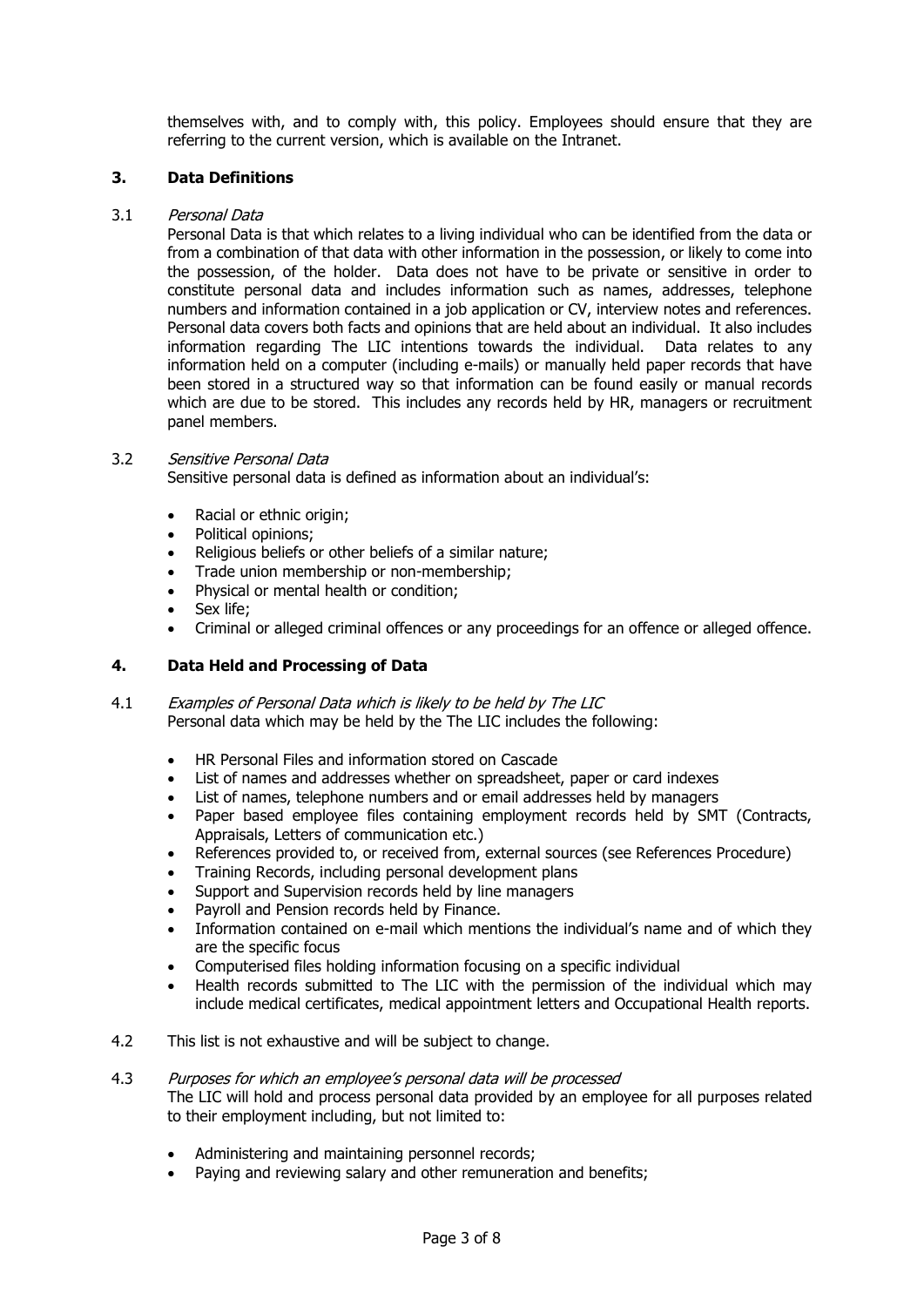themselves with, and to comply with, this policy. Employees should ensure that they are referring to the current version, which is available on the Intranet.

## 3. Data Definitions

3.1 *Personal Data*

Personal Data is that which relates to a living individual who can be identified from the data or from a combination of that data with other information in the possession, or likely to come into the possession, of the holder. Data does not have to be private or sensitive in order to constitute personal data and includes information such as names, addresses, telephone numbers and information contained in a job application or CV, interview notes and references. Personal data covers both facts and opinions that are held about an individual. It also includes information regarding The LIC intentions towards the individual. Data relates to any information held on a computer (including e-mails) or manually held paper records that have been stored in a structured way so that information can be found easily or manual records which are due to be stored. This includes any records held by HR, managers or recruitment panel members.

3.2 *Sensitive Personal Data*

Sensitive personal data is defined as information about an individual's:

- Racial or ethnic origin;
- Political opinions;
- Religious beliefs or other beliefs of a similar nature;
- Trade union membership or non-membership;
- Physical or mental health or condition;
- Sex life;
- Criminal or alleged criminal offences or any proceedings for an offence or alleged offence.

## 4. Data Held and Processing of Data

4.1 *Examples of Personal Data which is likely to be held by The LIC*

Personal data which may be held by the The LIC includes the following:

- HR Personal Files and information stored on Cascade
- List of names and addresses whether on spreadsheet, paper or card indexes
- List of names, telephone numbers and or email addresses held by managers
- Paper based employee files containing employment records held by SMT (Contracts, Appraisals, Letters of communication etc.)
- References provided to, or received from, external sources (see References Procedure)
- Training Records, including personal development plans
- Support and Supervision records held by line managers
- Payroll and Pension records held by Finance.
- Information contained on e-mail which mentions the individual's name and of which they are the specific focus
- Computerised files holding information focusing on a specific individual
- Health records submitted to The LIC with the permission of the individual which may include medical certificates, medical appointment letters and Occupational Health reports.

4.2 This list is not exhaustive and will be subject to change.

4.3 *Purposes for which an employee's personal data will be processed*

The LIC will hold and process personal data provided by an employee for all purposes related to their employment including, but not limited to:

- Administering and maintaining personnel records;
- Paying and reviewing salary and other remuneration and benefits;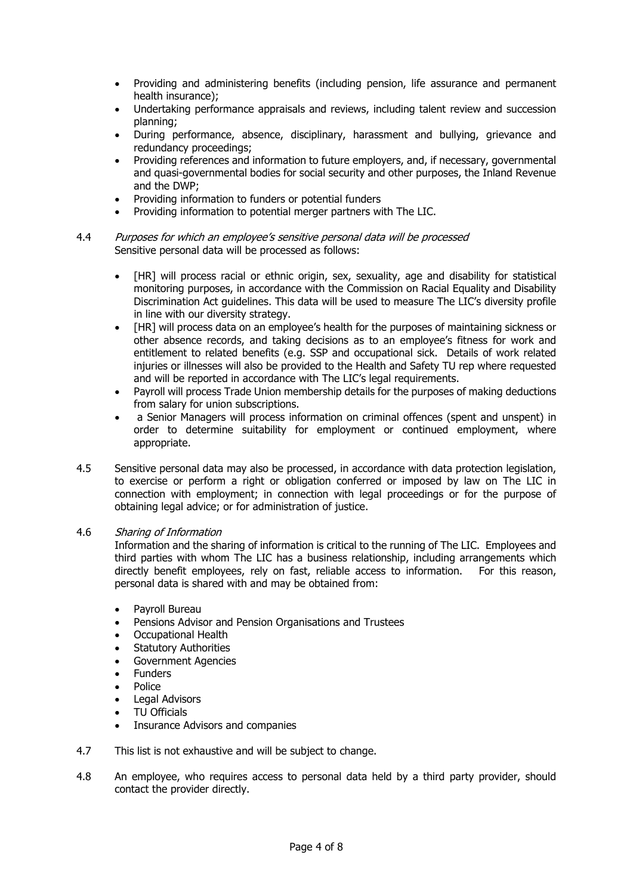- Providing and administering benefits (including pension, life assurance and permanent health insurance);
- Undertaking performance appraisals and reviews, including talent review and succession planning;
- During performance, absence, disciplinary, harassment and bullying, grievance and redundancy proceedings;
- Providing references and information to future employers, and, if necessary, governmental and quasi-governmental bodies for social security and other purposes, the Inland Revenue and the DWP;
- Providing information to funders or potential funders
- Providing information to potential merger partners with The LIC.

4.4 *Purposes for which an employee's sensitive personal data will be processed*
Sensitive personal data will be processed as follows:

- [HR] will process racial or ethnic origin, sex, sexuality, age and disability for statistical monitoring purposes, in accordance with the Commission on Racial Equality and Disability Discrimination Act guidelines. This data will be used to measure The LIC's diversity profile in line with our diversity strategy.
- [HR] will process data on an employee's health for the purposes of maintaining sickness or other absence records, and taking decisions as to an employee's fitness for work and entitlement to related benefits (e.g. SSP and occupational sick. Details of work related injuries or illnesses will also be provided to the Health and Safety TU rep where requested and will be reported in accordance with The LIC's legal requirements.
- Payroll will process Trade Union membership details for the purposes of making deductions from salary for union subscriptions.
- a Senior Managers will process information on criminal offences (spent and unspent) in order to determine suitability for employment or continued employment, where appropriate.

4.5 Sensitive personal data may also be processed, in accordance with data protection legislation, to exercise or perform a right or obligation conferred or imposed by law on The LIC in connection with employment; in connection with legal proceedings or for the purpose of obtaining legal advice; or for administration of justice.

4.6 *Sharing of Information*
Information and the sharing of information is critical to the running of The LIC. Employees and third parties with whom The LIC has a business relationship, including arrangements which directly benefit employees, rely on fast, reliable access to information. For this reason, personal data is shared with and may be obtained from:

- Payroll Bureau
- Pensions Advisor and Pension Organisations and Trustees
- Occupational Health
- Statutory Authorities
- Government Agencies
- Funders
- Police
- Legal Advisors
- TU Officials
- Insurance Advisors and companies

4.7 This list is not exhaustive and will be subject to change.

4.8 An employee, who requires access to personal data held by a third party provider, should contact the provider directly.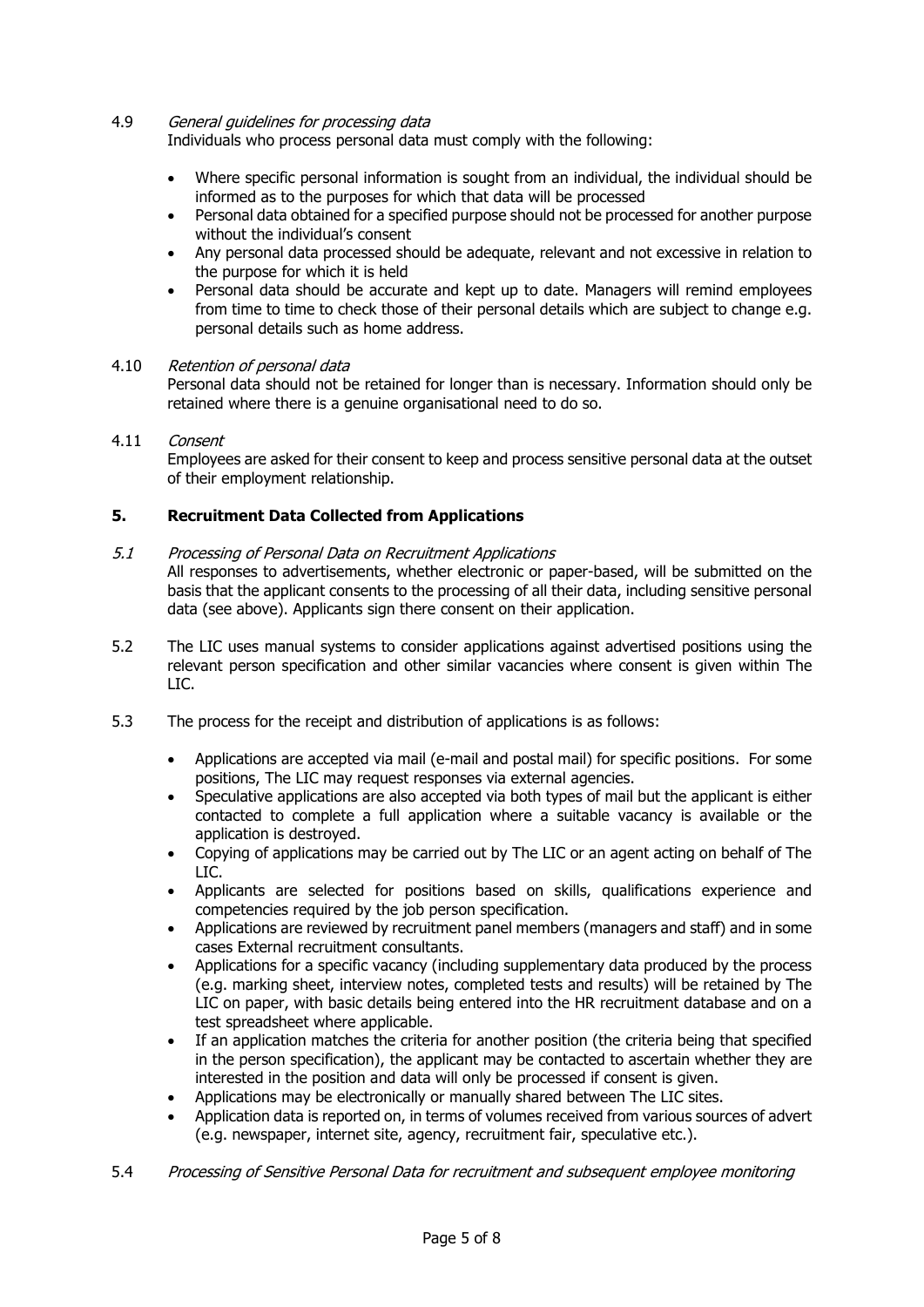4.9 *General guidelines for processing data*

Individuals who process personal data must comply with the following:

- Where specific personal information is sought from an individual, the individual should be informed as to the purposes for which that data will be processed
- Personal data obtained for a specified purpose should not be processed for another purpose without the individual's consent
- Any personal data processed should be adequate, relevant and not excessive in relation to the purpose for which it is held
- Personal data should be accurate and kept up to date. Managers will remind employees from time to time to check those of their personal details which are subject to change e.g. personal details such as home address.

4.10 *Retention of personal data*

Personal data should not be retained for longer than is necessary. Information should only be retained where there is a genuine organisational need to do so.

4.11 *Consent*

Employees are asked for their consent to keep and process sensitive personal data at the outset of their employment relationship.

## 5. Recruitment Data Collected from Applications

*5.1 Processing of Personal Data on Recruitment Applications*

All responses to advertisements, whether electronic or paper-based, will be submitted on the basis that the applicant consents to the processing of all their data, including sensitive personal data (see above). Applicants sign there consent on their application.

5.2 The LIC uses manual systems to consider applications against advertised positions using the relevant person specification and other similar vacancies where consent is given within The LIC.

5.3 The process for the receipt and distribution of applications is as follows:

- Applications are accepted via mail (e-mail and postal mail) for specific positions. For some positions, The LIC may request responses via external agencies.
- Speculative applications are also accepted via both types of mail but the applicant is either contacted to complete a full application where a suitable vacancy is available or the application is destroyed.
- Copying of applications may be carried out by The LIC or an agent acting on behalf of The LIC.
- Applicants are selected for positions based on skills, qualifications experience and competencies required by the job person specification.
- Applications are reviewed by recruitment panel members (managers and staff) and in some cases External recruitment consultants.
- Applications for a specific vacancy (including supplementary data produced by the process (e.g. marking sheet, interview notes, completed tests and results) will be retained by The LIC on paper, with basic details being entered into the HR recruitment database and on a test spreadsheet where applicable.
- If an application matches the criteria for another position (the criteria being that specified in the person specification), the applicant may be contacted to ascertain whether they are interested in the position and data will only be processed if consent is given.
- Applications may be electronically or manually shared between The LIC sites.
- Application data is reported on, in terms of volumes received from various sources of advert (e.g. newspaper, internet site, agency, recruitment fair, speculative etc.).

*5.4 Processing of Sensitive Personal Data for recruitment and subsequent employee monitoring*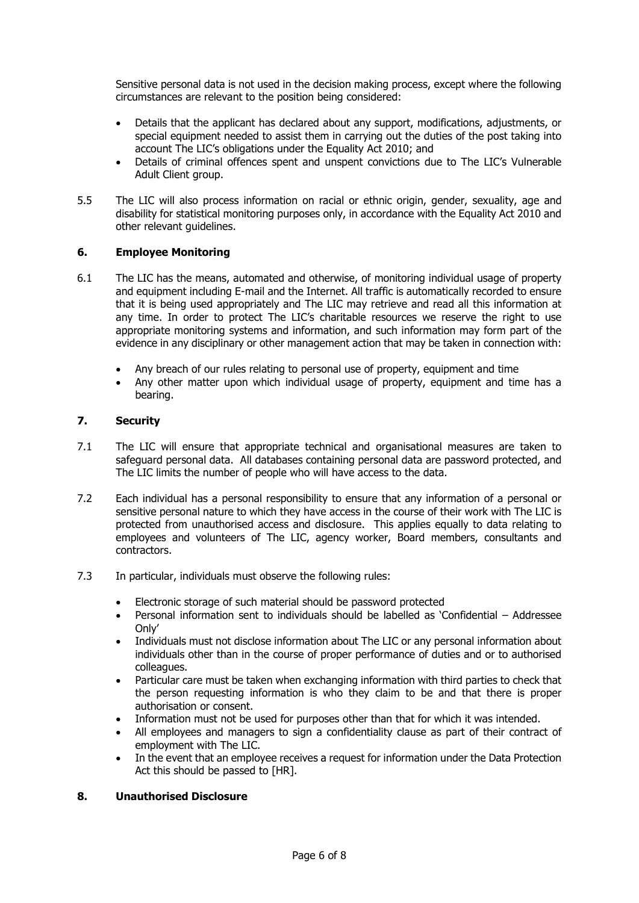Sensitive personal data is not used in the decision making process, except where the following circumstances are relevant to the position being considered:

- Details that the applicant has declared about any support, modifications, adjustments, or special equipment needed to assist them in carrying out the duties of the post taking into account The LIC's obligations under the Equality Act 2010; and
- Details of criminal offences spent and unspent convictions due to The LIC's Vulnerable Adult Client group.

5.5 The LIC will also process information on racial or ethnic origin, gender, sexuality, age and disability for statistical monitoring purposes only, in accordance with the Equality Act 2010 and other relevant guidelines.

## 6. Employee Monitoring

6.1 The LIC has the means, automated and otherwise, of monitoring individual usage of property and equipment including E-mail and the Internet. All traffic is automatically recorded to ensure that it is being used appropriately and The LIC may retrieve and read all this information at any time. In order to protect The LIC's charitable resources we reserve the right to use appropriate monitoring systems and information, and such information may form part of the evidence in any disciplinary or other management action that may be taken in connection with:

- Any breach of our rules relating to personal use of property, equipment and time
- Any other matter upon which individual usage of property, equipment and time has a bearing.

## 7. Security

7.1 The LIC will ensure that appropriate technical and organisational measures are taken to safeguard personal data. All databases containing personal data are password protected, and The LIC limits the number of people who will have access to the data.

7.2 Each individual has a personal responsibility to ensure that any information of a personal or sensitive personal nature to which they have access in the course of their work with The LIC is protected from unauthorised access and disclosure. This applies equally to data relating to employees and volunteers of The LIC, agency worker, Board members, consultants and contractors.

7.3 In particular, individuals must observe the following rules:

- Electronic storage of such material should be password protected
- Personal information sent to individuals should be labelled as 'Confidential – Addressee Only'
- Individuals must not disclose information about The LIC or any personal information about individuals other than in the course of proper performance of duties and or to authorised colleagues.
- Particular care must be taken when exchanging information with third parties to check that the person requesting information is who they claim to be and that there is proper authorisation or consent.
- Information must not be used for purposes other than that for which it was intended.
- All employees and managers to sign a confidentiality clause as part of their contract of employment with The LIC.
- In the event that an employee receives a request for information under the Data Protection Act this should be passed to [HR].

## 8. Unauthorised Disclosure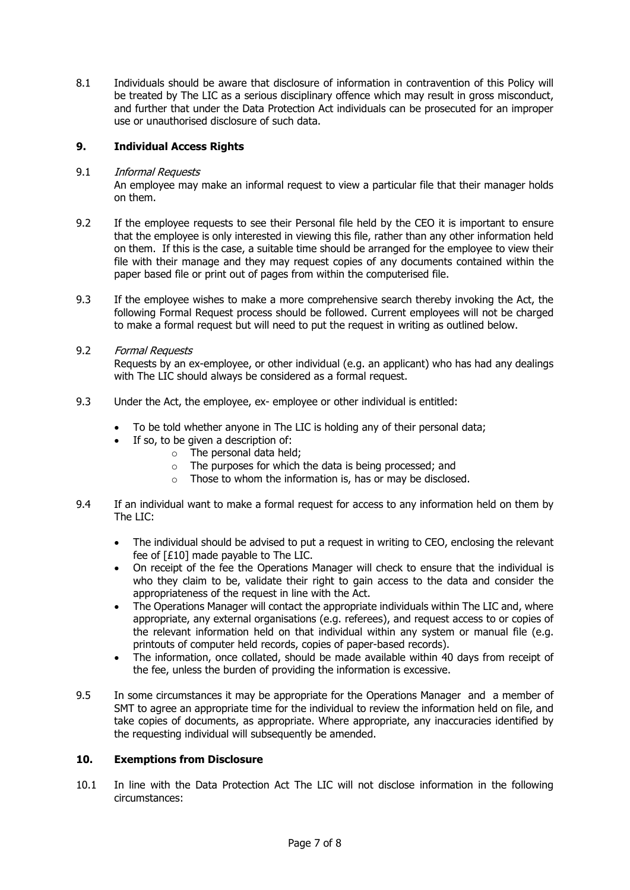8.1 Individuals should be aware that disclosure of information in contravention of this Policy will be treated by The LIC as a serious disciplinary offence which may result in gross misconduct, and further that under the Data Protection Act individuals can be prosecuted for an improper use or unauthorised disclosure of such data.

## 9. Individual Access Rights

9.1 *Informal Requests*

An employee may make an informal request to view a particular file that their manager holds on them.

9.2 If the employee requests to see their Personal file held by the CEO it is important to ensure that the employee is only interested in viewing this file, rather than any other information held on them. If this is the case, a suitable time should be arranged for the employee to view their file with their manage and they may request copies of any documents contained within the paper based file or print out of pages from within the computerised file.

9.3 If the employee wishes to make a more comprehensive search thereby invoking the Act, the following Formal Request process should be followed. Current employees will not be charged to make a formal request but will need to put the request in writing as outlined below.

9.2 *Formal Requests*

Requests by an ex-employee, or other individual (e.g. an applicant) who has had any dealings with The LIC should always be considered as a formal request.

9.3 Under the Act, the employee, ex- employee or other individual is entitled:

- To be told whether anyone in The LIC is holding any of their personal data;
- If so, to be given a description of:
  - The personal data held;
  - The purposes for which the data is being processed; and
  - Those to whom the information is, has or may be disclosed.

9.4 If an individual want to make a formal request for access to any information held on them by The LIC:

- The individual should be advised to put a request in writing to CEO, enclosing the relevant fee of [£10] made payable to The LIC.
- On receipt of the fee the Operations Manager will check to ensure that the individual is who they claim to be, validate their right to gain access to the data and consider the appropriateness of the request in line with the Act.
- The Operations Manager will contact the appropriate individuals within The LIC and, where appropriate, any external organisations (e.g. referees), and request access to or copies of the relevant information held on that individual within any system or manual file (e.g. printouts of computer held records, copies of paper-based records).
- The information, once collated, should be made available within 40 days from receipt of the fee, unless the burden of providing the information is excessive.

9.5 In some circumstances it may be appropriate for the Operations Manager and a member of SMT to agree an appropriate time for the individual to review the information held on file, and take copies of documents, as appropriate. Where appropriate, any inaccuracies identified by the requesting individual will subsequently be amended.

## 10. Exemptions from Disclosure

10.1 In line with the Data Protection Act The LIC will not disclose information in the following circumstances: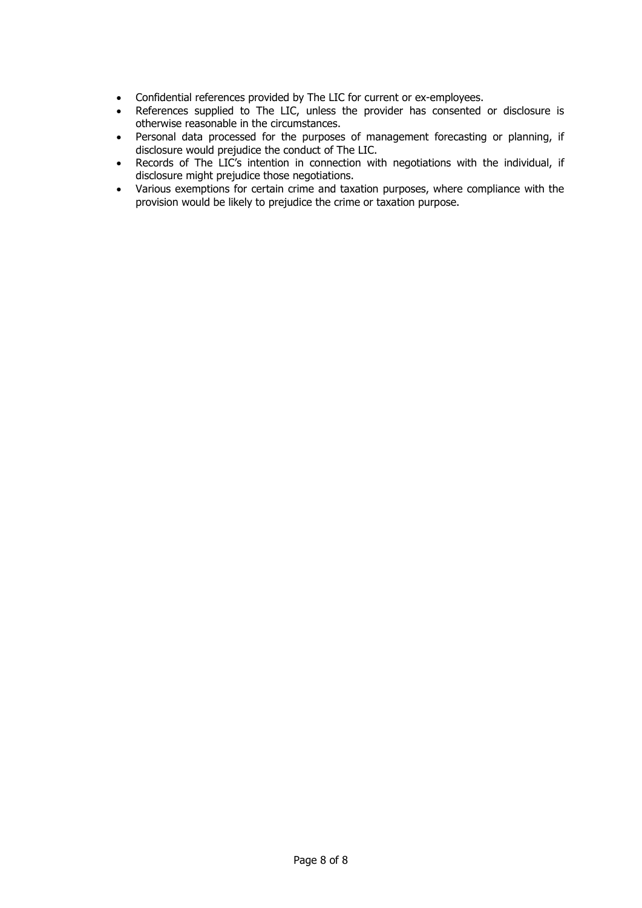- Confidential references provided by The LIC for current or ex-employees.
- References supplied to The LIC, unless the provider has consented or disclosure is otherwise reasonable in the circumstances.
- Personal data processed for the purposes of management forecasting or planning, if disclosure would prejudice the conduct of The LIC.
- Records of The LIC's intention in connection with negotiations with the individual, if disclosure might prejudice those negotiations.
- Various exemptions for certain crime and taxation purposes, where compliance with the provision would be likely to prejudice the crime or taxation purpose.